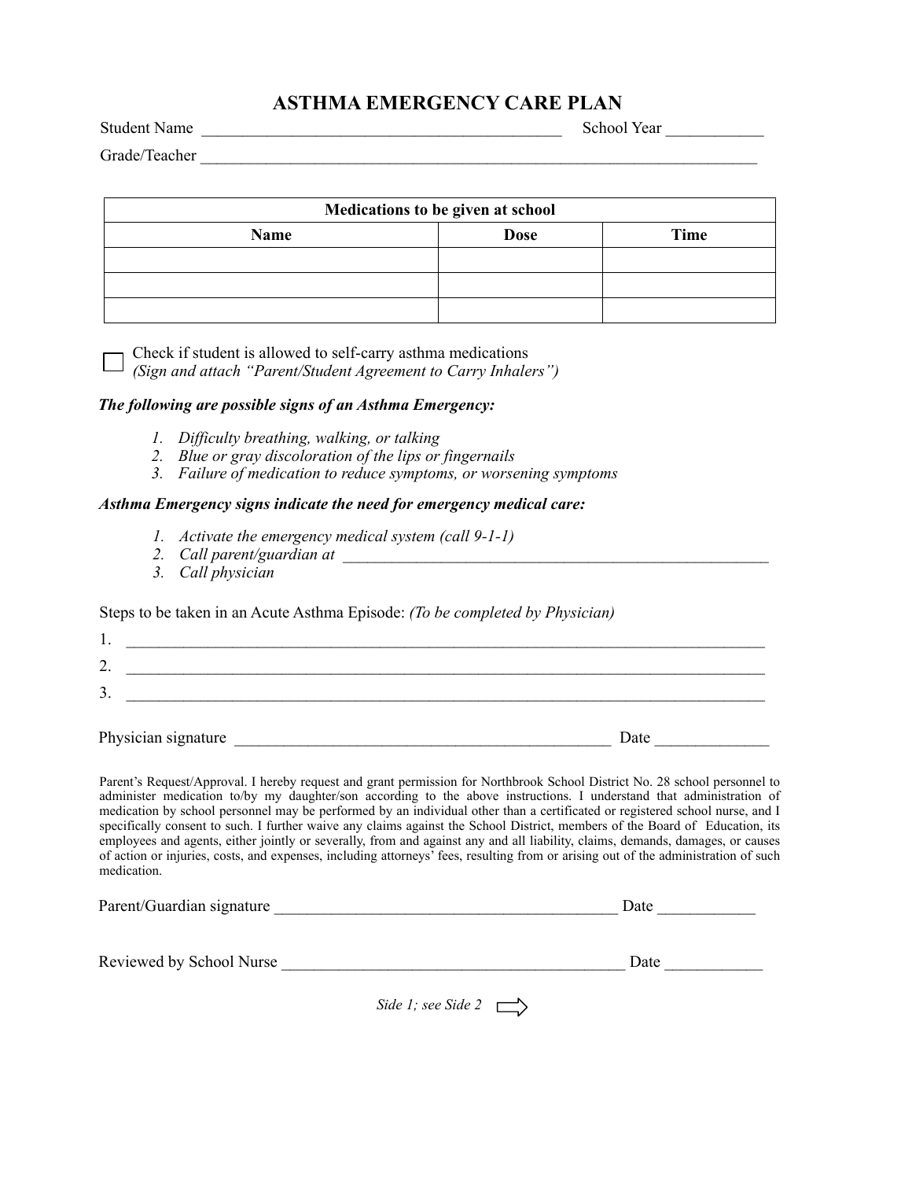# ASTHMA EMERGENCY CARE PLAN

Student Name _____________________________________________ School Year ____________

Grade/Teacher ______________________________________________________________________

| Medications to be given at school | | |
|---|---|---|
| **Name** | **Dose** | **Time** |
| | | |
| | | |
| | | |

☐ Check if student is allowed to self-carry asthma medications
*(Sign and attach "Parent/Student Agreement to Carry Inhalers")*

***The following are possible signs of an Asthma Emergency:***

1. *Difficulty breathing, walking, or talking*
2. *Blue or gray discoloration of the lips or fingernails*
3. *Failure of medication to reduce symptoms, or worsening symptoms*

***Asthma Emergency signs indicate the need for emergency medical care:***

1. *Activate the emergency medical system (call 9-1-1)*
2. *Call parent/guardian at* ______________________________________________________
3. *Call physician*

Steps to be taken in an Acute Asthma Episode: *(To be completed by Physician)*

1. ________________________________________________________________________________
2. ________________________________________________________________________________
3. ________________________________________________________________________________

Physician signature ______________________________________________ Date ______________

Parent's Request/Approval. I hereby request and grant permission for Northbrook School District No. 28 school personnel to administer medication to/by my daughter/son according to the above instructions. I understand that administration of medication by school personnel may be performed by an individual other than a certificated or registered school nurse, and I specifically consent to such. I further waive any claims against the School District, members of the Board of Education, its employees and agents, either jointly or severally, from and against any and all liability, claims, demands, damages, or causes of action or injuries, costs, and expenses, including attorneys' fees, resulting from or arising out of the administration of such medication.

Parent/Guardian signature ___________________________________________ Date ____________

Reviewed by School Nurse ___________________________________________ Date ____________

*Side 1; see Side 2* ⇨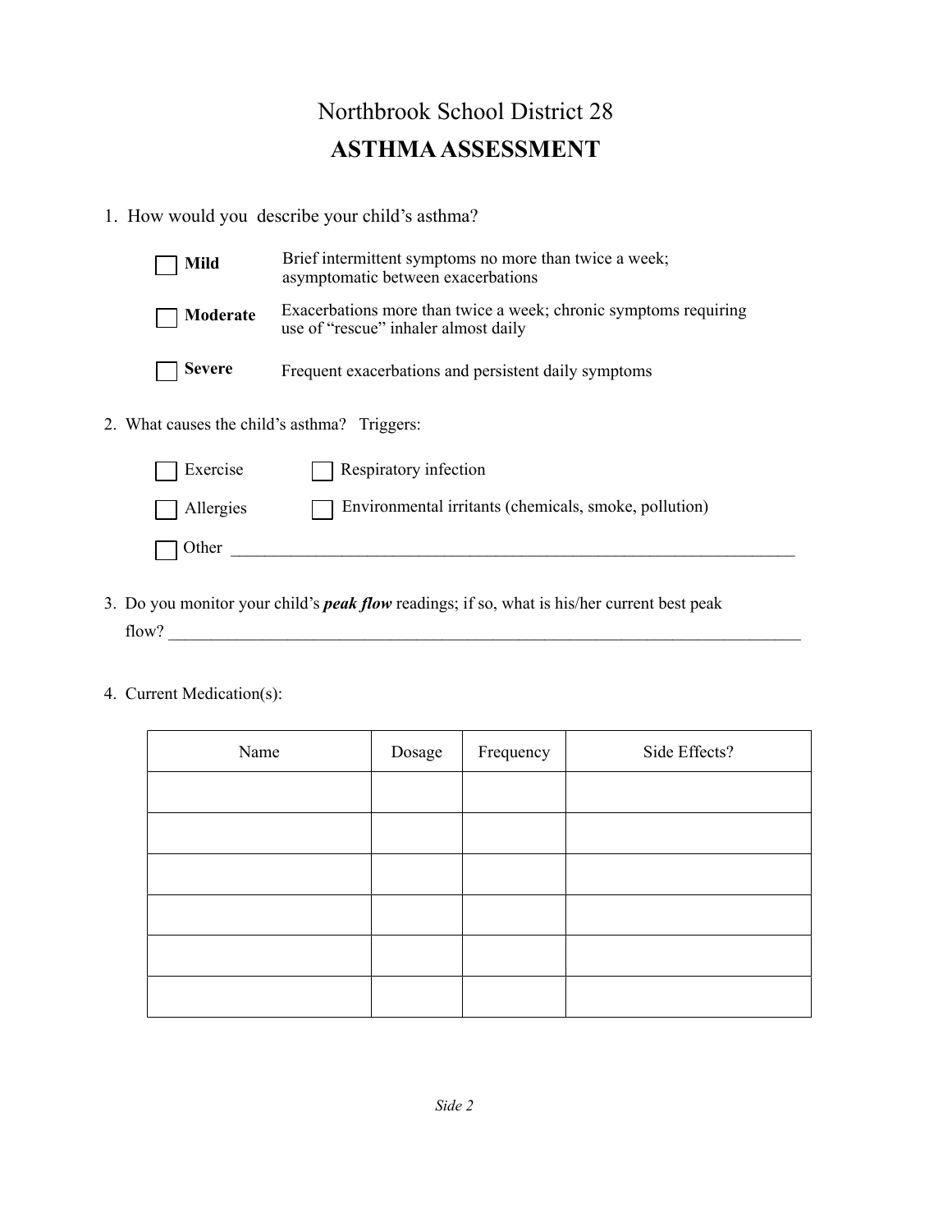# Northbrook School District 28

## ASTHMA ASSESSMENT

1. How would you describe your child's asthma?

   - ☐ **Mild** — Brief intermittent symptoms no more than twice a week; asymptomatic between exacerbations
   - ☐ **Moderate** — Exacerbations more than twice a week; chronic symptoms requiring use of "rescue" inhaler almost daily
   - ☐ **Severe** — Frequent exacerbations and persistent daily symptoms

2. What causes the child's asthma? Triggers:

   - ☐ Exercise
   - ☐ Respiratory infection
   - ☐ Allergies
   - ☐ Environmental irritants (chemicals, smoke, pollution)
   - ☐ Other ______________________________________________________________________

3. Do you monitor your child's ***peak flow*** readings; if so, what is his/her current best peak flow? ______________________________________________________________________

4. Current Medication(s):

| Name | Dosage | Frequency | Side Effects? |
|---|---|---|---|
| | | | |
| | | | |
| | | | |
| | | | |
| | | | |
| | | | |